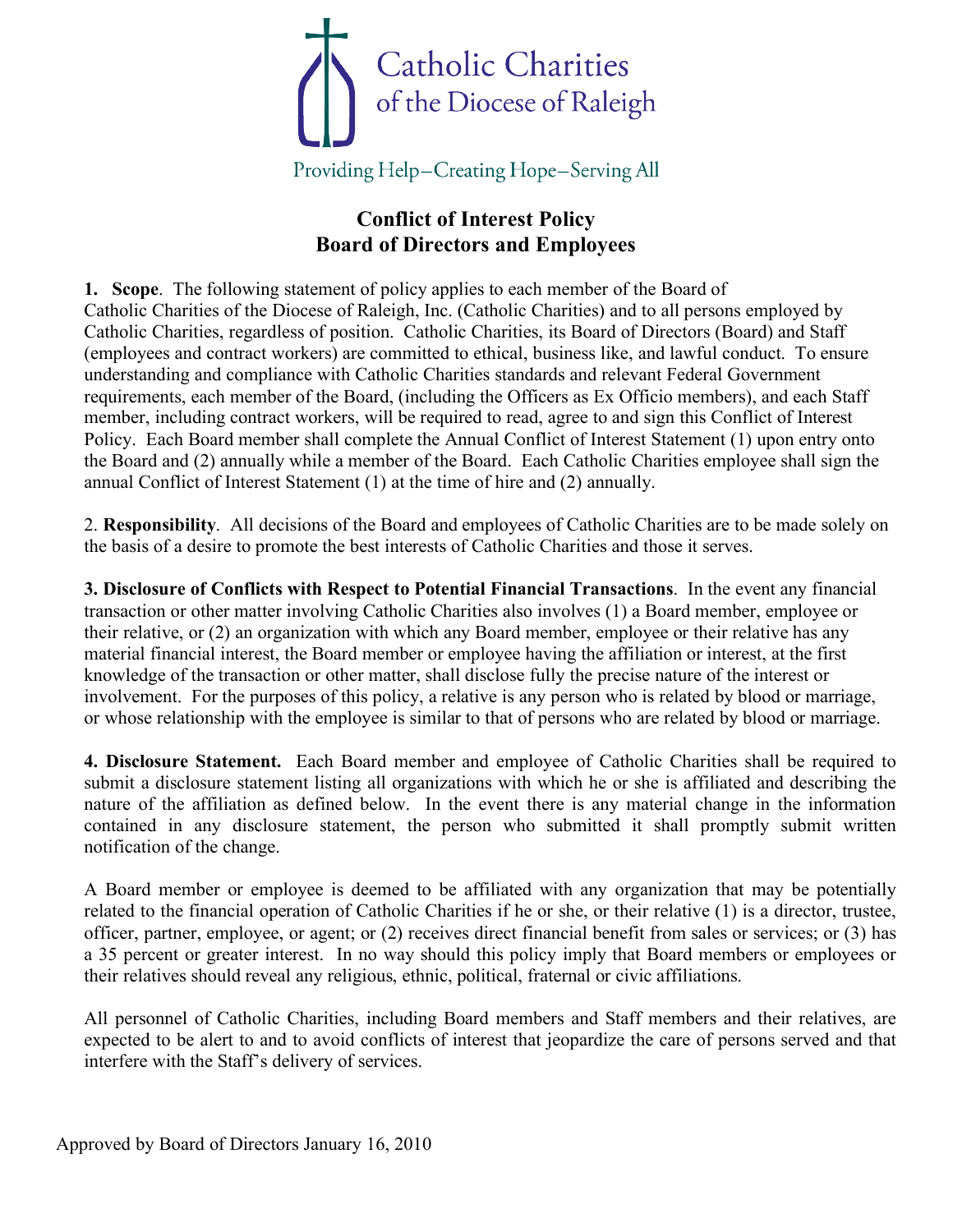Catholic Charities of the Diocese of Raleigh

Providing Help–Creating Hope–Serving All

# Conflict of Interest Policy
# Board of Directors and Employees

**1. Scope**. The following statement of policy applies to each member of the Board of Catholic Charities of the Diocese of Raleigh, Inc. (Catholic Charities) and to all persons employed by Catholic Charities, regardless of position. Catholic Charities, its Board of Directors (Board) and Staff (employees and contract workers) are committed to ethical, business like, and lawful conduct. To ensure understanding and compliance with Catholic Charities standards and relevant Federal Government requirements, each member of the Board, (including the Officers as Ex Officio members), and each Staff member, including contract workers, will be required to read, agree to and sign this Conflict of Interest Policy. Each Board member shall complete the Annual Conflict of Interest Statement (1) upon entry onto the Board and (2) annually while a member of the Board. Each Catholic Charities employee shall sign the annual Conflict of Interest Statement (1) at the time of hire and (2) annually.

2. **Responsibility**. All decisions of the Board and employees of Catholic Charities are to be made solely on the basis of a desire to promote the best interests of Catholic Charities and those it serves.

**3. Disclosure of Conflicts with Respect to Potential Financial Transactions**. In the event any financial transaction or other matter involving Catholic Charities also involves (1) a Board member, employee or their relative, or (2) an organization with which any Board member, employee or their relative has any material financial interest, the Board member or employee having the affiliation or interest, at the first knowledge of the transaction or other matter, shall disclose fully the precise nature of the interest or involvement. For the purposes of this policy, a relative is any person who is related by blood or marriage, or whose relationship with the employee is similar to that of persons who are related by blood or marriage.

**4. Disclosure Statement.** Each Board member and employee of Catholic Charities shall be required to submit a disclosure statement listing all organizations with which he or she is affiliated and describing the nature of the affiliation as defined below. In the event there is any material change in the information contained in any disclosure statement, the person who submitted it shall promptly submit written notification of the change.

A Board member or employee is deemed to be affiliated with any organization that may be potentially related to the financial operation of Catholic Charities if he or she, or their relative (1) is a director, trustee, officer, partner, employee, or agent; or (2) receives direct financial benefit from sales or services; or (3) has a 35 percent or greater interest. In no way should this policy imply that Board members or employees or their relatives should reveal any religious, ethnic, political, fraternal or civic affiliations.

All personnel of Catholic Charities, including Board members and Staff members and their relatives, are expected to be alert to and to avoid conflicts of interest that jeopardize the care of persons served and that interfere with the Staff's delivery of services.

Approved by Board of Directors January 16, 2010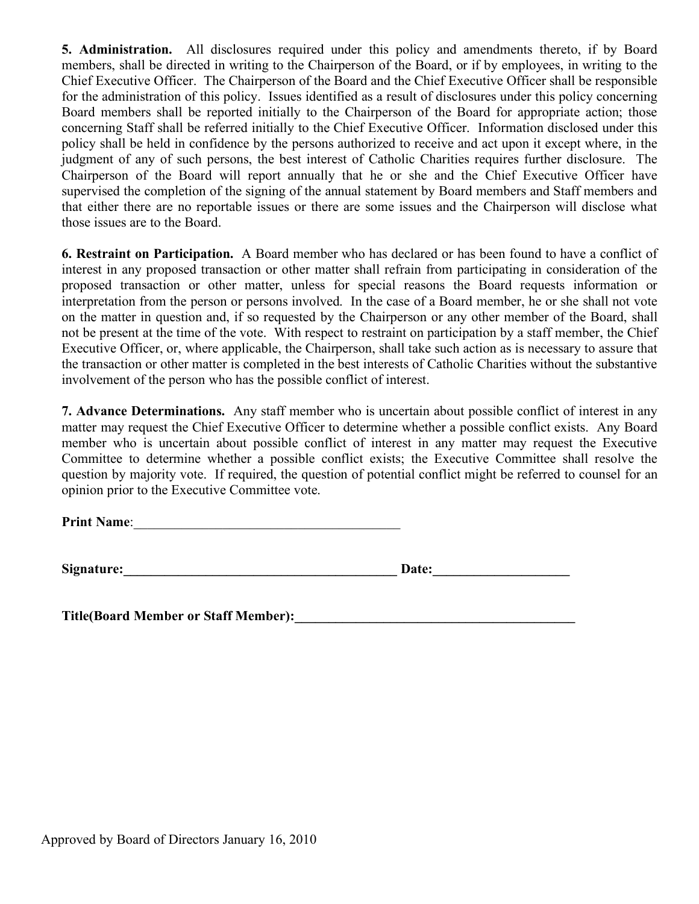**5. Administration.** All disclosures required under this policy and amendments thereto, if by Board members, shall be directed in writing to the Chairperson of the Board, or if by employees, in writing to the Chief Executive Officer. The Chairperson of the Board and the Chief Executive Officer shall be responsible for the administration of this policy. Issues identified as a result of disclosures under this policy concerning Board members shall be reported initially to the Chairperson of the Board for appropriate action; those concerning Staff shall be referred initially to the Chief Executive Officer. Information disclosed under this policy shall be held in confidence by the persons authorized to receive and act upon it except where, in the judgment of any of such persons, the best interest of Catholic Charities requires further disclosure. The Chairperson of the Board will report annually that he or she and the Chief Executive Officer have supervised the completion of the signing of the annual statement by Board members and Staff members and that either there are no reportable issues or there are some issues and the Chairperson will disclose what those issues are to the Board.

**6. Restraint on Participation.** A Board member who has declared or has been found to have a conflict of interest in any proposed transaction or other matter shall refrain from participating in consideration of the proposed transaction or other matter, unless for special reasons the Board requests information or interpretation from the person or persons involved. In the case of a Board member, he or she shall not vote on the matter in question and, if so requested by the Chairperson or any other member of the Board, shall not be present at the time of the vote. With respect to restraint on participation by a staff member, the Chief Executive Officer, or, where applicable, the Chairperson, shall take such action as is necessary to assure that the transaction or other matter is completed in the best interests of Catholic Charities without the substantive involvement of the person who has the possible conflict of interest.

**7. Advance Determinations.** Any staff member who is uncertain about possible conflict of interest in any matter may request the Chief Executive Officer to determine whether a possible conflict exists. Any Board member who is uncertain about possible conflict of interest in any matter may request the Executive Committee to determine whether a possible conflict exists; the Executive Committee shall resolve the question by majority vote. If required, the question of potential conflict might be referred to counsel for an opinion prior to the Executive Committee vote.

**Print Name**:________________________________________

**Signature:\_\_\_\_\_\_\_\_\_\_\_\_\_\_\_\_\_\_\_\_\_\_\_\_\_\_\_\_\_\_\_\_\_\_\_\_\_\_\_\_\_ Date:\_\_\_\_\_\_\_\_\_\_\_\_\_\_\_\_\_\_\_\_**

**Title(Board Member or Staff Member):\_\_\_\_\_\_\_\_\_\_\_\_\_\_\_\_\_\_\_\_\_\_\_\_\_\_\_\_\_\_\_\_\_\_\_\_\_\_\_\_\_\_**

Approved by Board of Directors January 16, 2010